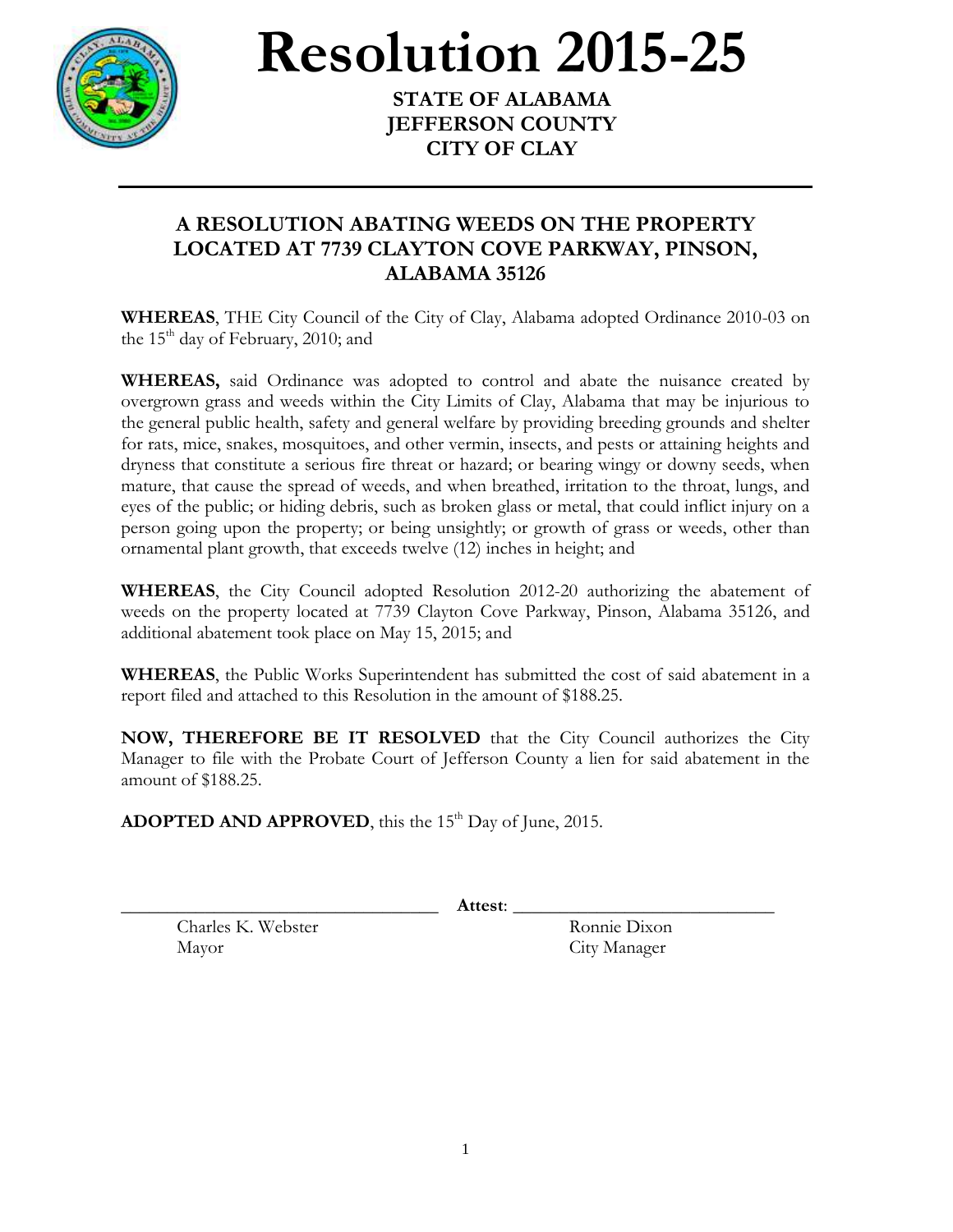# Resolution 2015-25

**STATE OF ALABAMA**
**JEFFERSON COUNTY**
**CITY OF CLAY**

---

## A RESOLUTION ABATING WEEDS ON THE PROPERTY LOCATED AT 7739 CLAYTON COVE PARKWAY, PINSON, ALABAMA 35126

**WHEREAS**, THE City Council of the City of Clay, Alabama adopted Ordinance 2010-03 on the 15th day of February, 2010; and

**WHEREAS,** said Ordinance was adopted to control and abate the nuisance created by overgrown grass and weeds within the City Limits of Clay, Alabama that may be injurious to the general public health, safety and general welfare by providing breeding grounds and shelter for rats, mice, snakes, mosquitoes, and other vermin, insects, and pests or attaining heights and dryness that constitute a serious fire threat or hazard; or bearing wingy or downy seeds, when mature, that cause the spread of weeds, and when breathed, irritation to the throat, lungs, and eyes of the public; or hiding debris, such as broken glass or metal, that could inflict injury on a person going upon the property; or being unsightly; or growth of grass or weeds, other than ornamental plant growth, that exceeds twelve (12) inches in height; and

**WHEREAS**, the City Council adopted Resolution 2012-20 authorizing the abatement of weeds on the property located at 7739 Clayton Cove Parkway, Pinson, Alabama 35126, and additional abatement took place on May 15, 2015; and

**WHEREAS**, the Public Works Superintendent has submitted the cost of said abatement in a report filed and attached to this Resolution in the amount of $188.25.

**NOW, THEREFORE BE IT RESOLVED** that the City Council authorizes the City Manager to file with the Probate Court of Jefferson County a lien for said abatement in the amount of $188.25.

**ADOPTED AND APPROVED**, this the 15th Day of June, 2015.

\_\_\_\_\_\_\_\_\_\_\_\_\_\_\_\_\_\_\_\_\_\_\_\_\_\_\_\_\_\_ **Attest**: \_\_\_\_\_\_\_\_\_\_\_\_\_\_\_\_\_\_\_\_\_\_\_\_\_\_\_\_\_\_

Charles K. Webster, Mayor

Ronnie Dixon, City Manager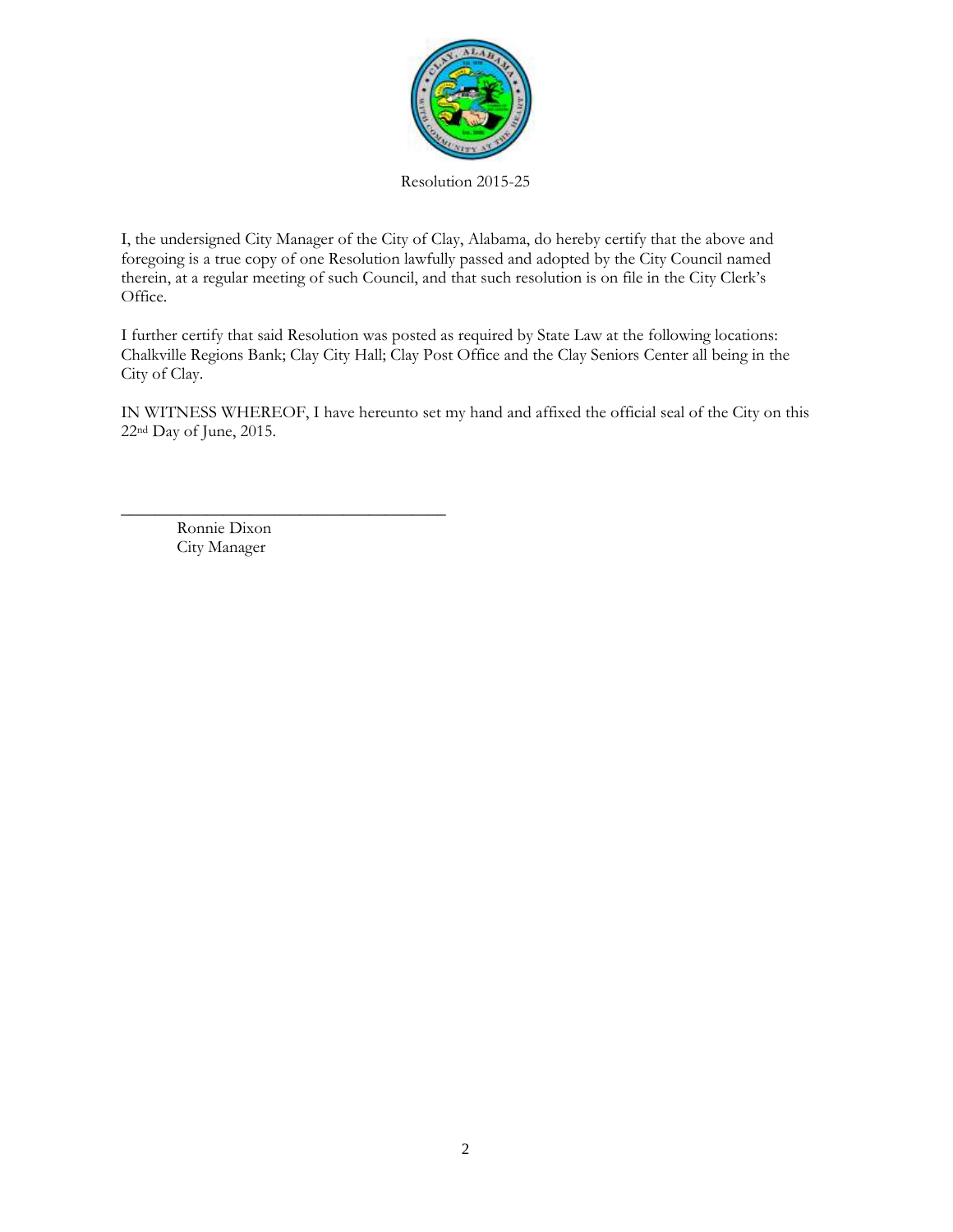Resolution 2015-25

I, the undersigned City Manager of the City of Clay, Alabama, do hereby certify that the above and foregoing is a true copy of one Resolution lawfully passed and adopted by the City Council named therein, at a regular meeting of such Council, and that such resolution is on file in the City Clerk's Office.

I further certify that said Resolution was posted as required by State Law at the following locations: Chalkville Regions Bank; Clay City Hall; Clay Post Office and the Clay Seniors Center all being in the City of Clay.

IN WITNESS WHEREOF, I have hereunto set my hand and affixed the official seal of the City on this 22nd Day of June, 2015.

\_\_\_\_\_\_\_\_\_\_\_\_\_\_\_\_\_\_\_\_\_\_\_\_\_\_\_\_\_\_\_\_\_\_\_\_\_\_\_\_

Ronnie Dixon
City Manager